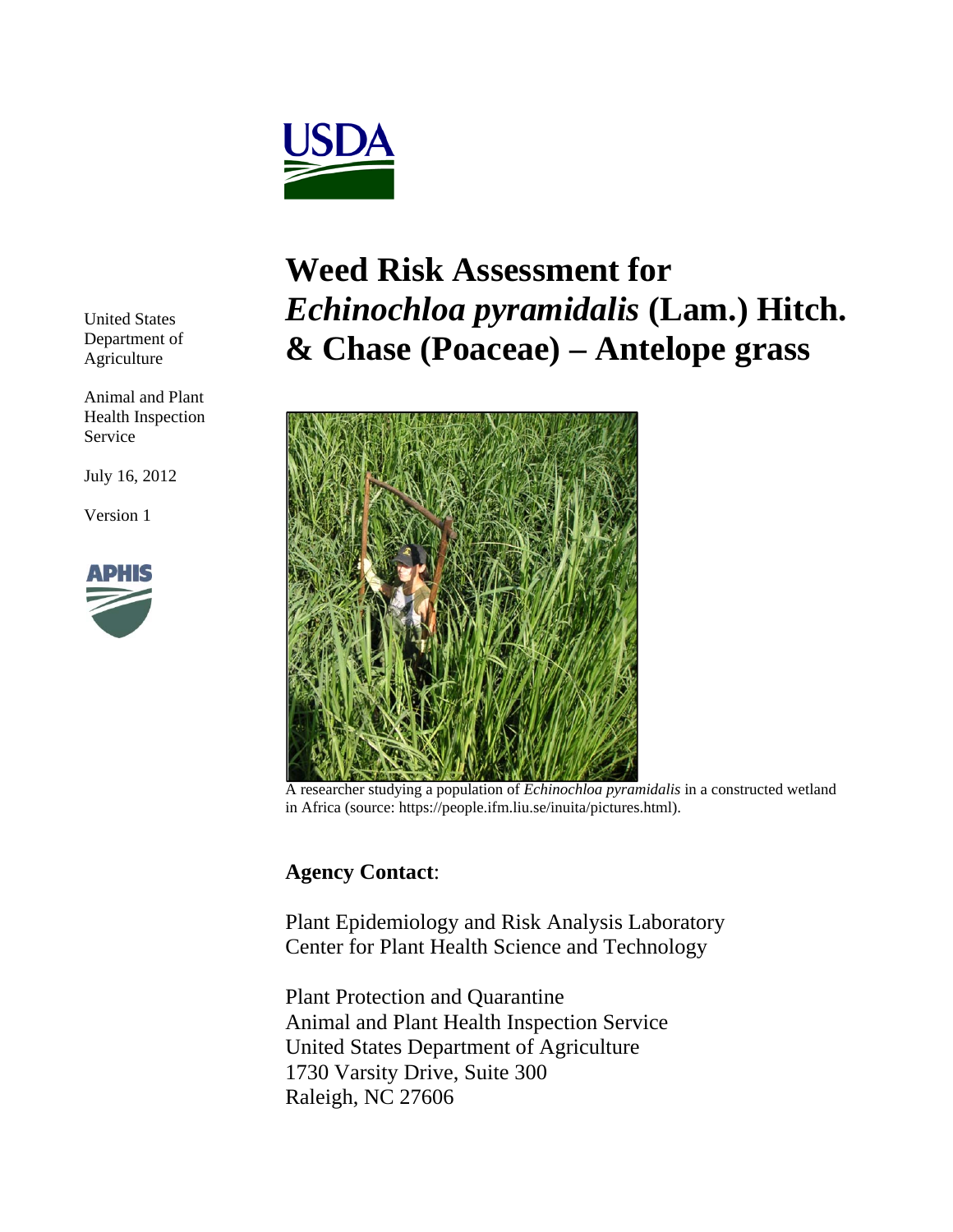United States Department of Agriculture

Animal and Plant Health Inspection Service

July 16, 2012

Version 1

# Weed Risk Assessment for *Echinochloa pyramidalis* (Lam.) Hitch. & Chase (Poaceae) – Antelope grass

A researcher studying a population of *Echinochloa pyramidalis* in a constructed wetland in Africa (source: https://people.ifm.liu.se/inuita/pictures.html).

**Agency Contact**:

Plant Epidemiology and Risk Analysis Laboratory
Center for Plant Health Science and Technology

Plant Protection and Quarantine
Animal and Plant Health Inspection Service
United States Department of Agriculture
1730 Varsity Drive, Suite 300
Raleigh, NC 27606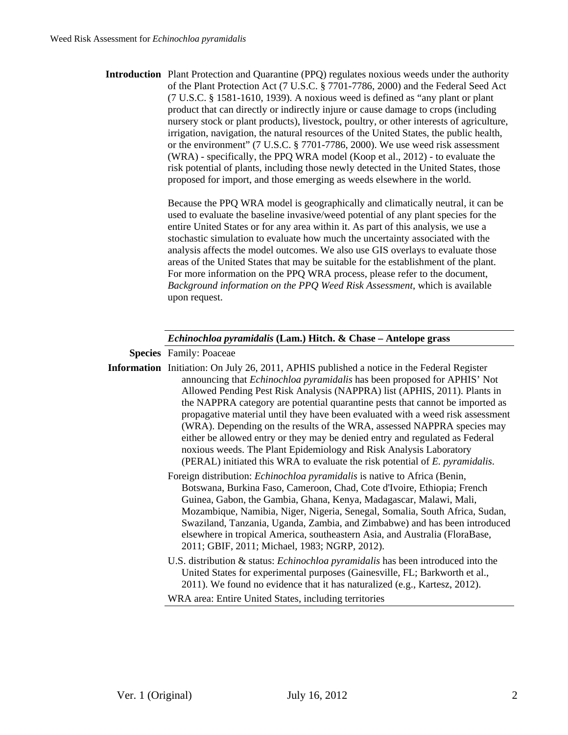**Introduction** Plant Protection and Quarantine (PPQ) regulates noxious weeds under the authority of the Plant Protection Act (7 U.S.C. § 7701-7786, 2000) and the Federal Seed Act (7 U.S.C. § 1581-1610, 1939). A noxious weed is defined as "any plant or plant product that can directly or indirectly injure or cause damage to crops (including nursery stock or plant products), livestock, poultry, or other interests of agriculture, irrigation, navigation, the natural resources of the United States, the public health, or the environment" (7 U.S.C. § 7701-7786, 2000). We use weed risk assessment (WRA) - specifically, the PPQ WRA model (Koop et al., 2012) - to evaluate the risk potential of plants, including those newly detected in the United States, those proposed for import, and those emerging as weeds elsewhere in the world.

Because the PPQ WRA model is geographically and climatically neutral, it can be used to evaluate the baseline invasive/weed potential of any plant species for the entire United States or for any area within it. As part of this analysis, we use a stochastic simulation to evaluate how much the uncertainty associated with the analysis affects the model outcomes. We also use GIS overlays to evaluate those areas of the United States that may be suitable for the establishment of the plant. For more information on the PPQ WRA process, please refer to the document, *Background information on the PPQ Weed Risk Assessment*, which is available upon request.

***Echinochloa pyramidalis*** **(Lam.) Hitch. & Chase – Antelope grass**

**Species Information**

Family: Poaceae

Initiation: On July 26, 2011, APHIS published a notice in the Federal Register announcing that *Echinochloa pyramidalis* has been proposed for APHIS' Not Allowed Pending Pest Risk Analysis (NAPPRA) list (APHIS, 2011). Plants in the NAPPRA category are potential quarantine pests that cannot be imported as propagative material until they have been evaluated with a weed risk assessment (WRA). Depending on the results of the WRA, assessed NAPPRA species may either be allowed entry or they may be denied entry and regulated as Federal noxious weeds. The Plant Epidemiology and Risk Analysis Laboratory (PERAL) initiated this WRA to evaluate the risk potential of *E. pyramidalis*.

Foreign distribution: *Echinochloa pyramidalis* is native to Africa (Benin, Botswana, Burkina Faso, Cameroon, Chad, Cote d'Ivoire, Ethiopia; French Guinea, Gabon, the Gambia, Ghana, Kenya, Madagascar, Malawi, Mali, Mozambique, Namibia, Niger, Nigeria, Senegal, Somalia, South Africa, Sudan, Swaziland, Tanzania, Uganda, Zambia, and Zimbabwe) and has been introduced elsewhere in tropical America, southeastern Asia, and Australia (FloraBase, 2011; GBIF, 2011; Michael, 1983; NGRP, 2012).

U.S. distribution & status: *Echinochloa pyramidalis* has been introduced into the United States for experimental purposes (Gainesville, FL; Barkworth et al., 2011). We found no evidence that it has naturalized (e.g., Kartesz, 2012).

WRA area: Entire United States, including territories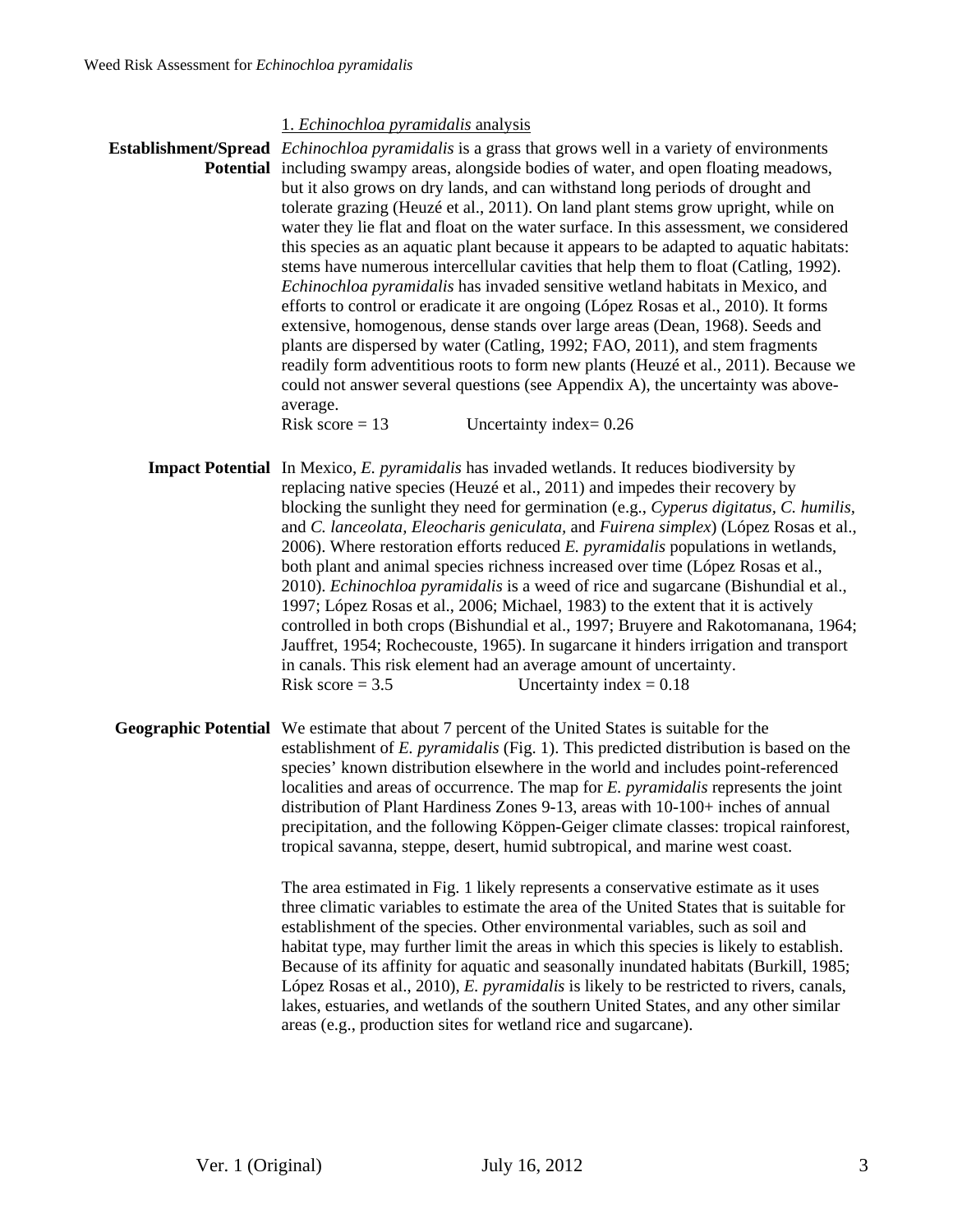1. *Echinochloa pyramidalis* analysis

**Establishment/Spread Potential** *Echinochloa pyramidalis* is a grass that grows well in a variety of environments including swampy areas, alongside bodies of water, and open floating meadows, but it also grows on dry lands, and can withstand long periods of drought and tolerate grazing (Heuzé et al., 2011). On land plant stems grow upright, while on water they lie flat and float on the water surface. In this assessment, we considered this species as an aquatic plant because it appears to be adapted to aquatic habitats: stems have numerous intercellular cavities that help them to float (Catling, 1992). *Echinochloa pyramidalis* has invaded sensitive wetland habitats in Mexico, and efforts to control or eradicate it are ongoing (López Rosas et al., 2010). It forms extensive, homogenous, dense stands over large areas (Dean, 1968). Seeds and plants are dispersed by water (Catling, 1992; FAO, 2011), and stem fragments readily form adventitious roots to form new plants (Heuzé et al., 2011). Because we could not answer several questions (see Appendix A), the uncertainty was above-average.
Risk score = 13 Uncertainty index= 0.26

**Impact Potential** In Mexico, *E. pyramidalis* has invaded wetlands. It reduces biodiversity by replacing native species (Heuzé et al., 2011) and impedes their recovery by blocking the sunlight they need for germination (e.g., *Cyperus digitatus, C. humilis,* and *C. lanceolata, Eleocharis geniculata,* and *Fuirena simplex*) (López Rosas et al., 2006). Where restoration efforts reduced *E. pyramidalis* populations in wetlands, both plant and animal species richness increased over time (López Rosas et al., 2010). *Echinochloa pyramidalis* is a weed of rice and sugarcane (Bishundial et al., 1997; López Rosas et al., 2006; Michael, 1983) to the extent that it is actively controlled in both crops (Bishundial et al., 1997; Bruyere and Rakotomanana, 1964; Jauffret, 1954; Rochecouste, 1965). In sugarcane it hinders irrigation and transport in canals. This risk element had an average amount of uncertainty.
Risk score = 3.5 Uncertainty index = 0.18

**Geographic Potential** We estimate that about 7 percent of the United States is suitable for the establishment of *E. pyramidalis* (Fig. 1). This predicted distribution is based on the species' known distribution elsewhere in the world and includes point-referenced localities and areas of occurrence. The map for *E. pyramidalis* represents the joint distribution of Plant Hardiness Zones 9-13, areas with 10-100+ inches of annual precipitation, and the following Köppen-Geiger climate classes: tropical rainforest, tropical savanna, steppe, desert, humid subtropical, and marine west coast.

The area estimated in Fig. 1 likely represents a conservative estimate as it uses three climatic variables to estimate the area of the United States that is suitable for establishment of the species. Other environmental variables, such as soil and habitat type, may further limit the areas in which this species is likely to establish. Because of its affinity for aquatic and seasonally inundated habitats (Burkill, 1985; López Rosas et al., 2010), *E. pyramidalis* is likely to be restricted to rivers, canals, lakes, estuaries, and wetlands of the southern United States, and any other similar areas (e.g., production sites for wetland rice and sugarcane).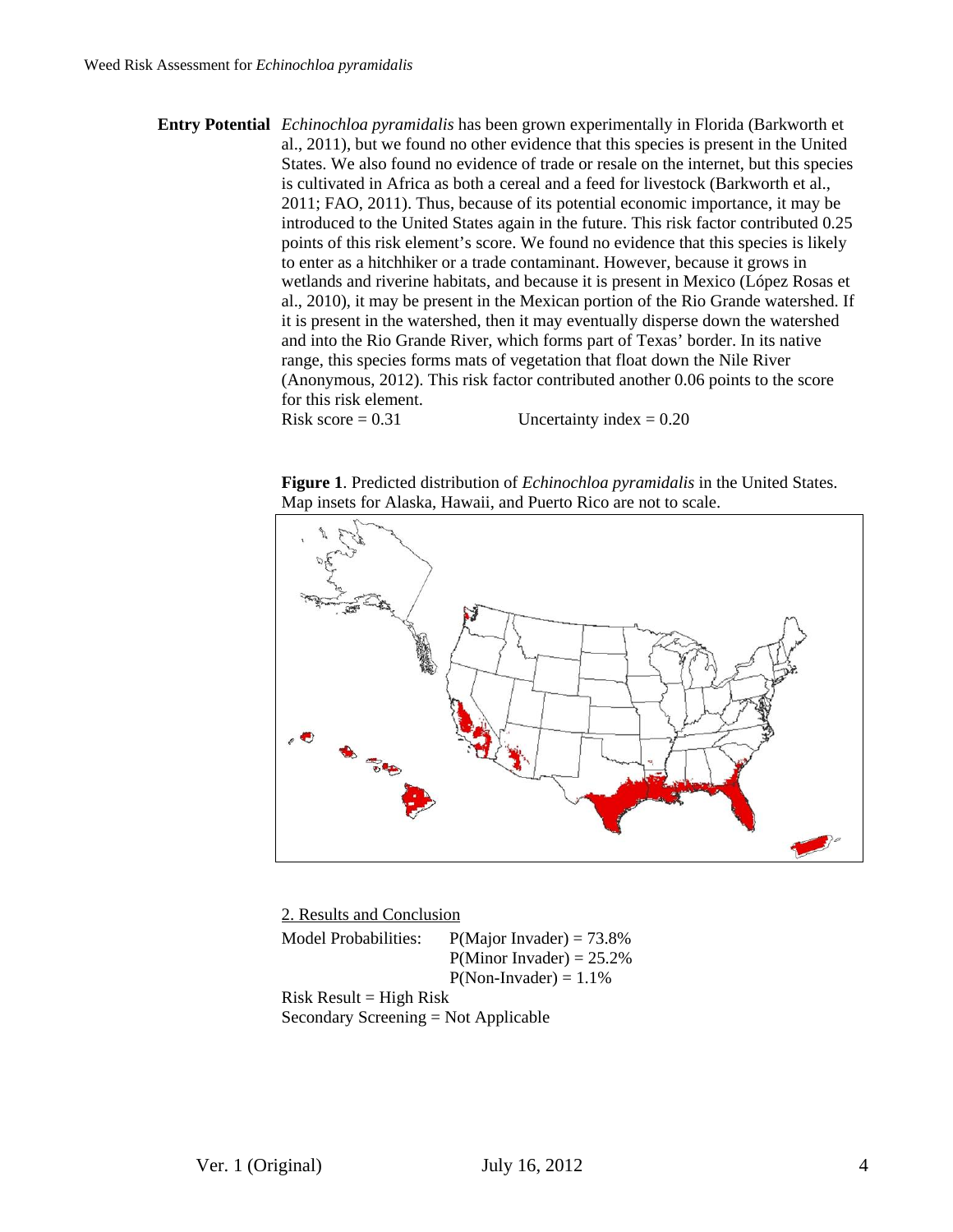**Entry Potential** *Echinochloa pyramidalis* has been grown experimentally in Florida (Barkworth et al., 2011), but we found no other evidence that this species is present in the United States. We also found no evidence of trade or resale on the internet, but this species is cultivated in Africa as both a cereal and a feed for livestock (Barkworth et al., 2011; FAO, 2011). Thus, because of its potential economic importance, it may be introduced to the United States again in the future. This risk factor contributed 0.25 points of this risk element's score. We found no evidence that this species is likely to enter as a hitchhiker or a trade contaminant. However, because it grows in wetlands and riverine habitats, and because it is present in Mexico (López Rosas et al., 2010), it may be present in the Mexican portion of the Rio Grande watershed. If it is present in the watershed, then it may eventually disperse down the watershed and into the Rio Grande River, which forms part of Texas' border. In its native range, this species forms mats of vegetation that float down the Nile River (Anonymous, 2012). This risk factor contributed another 0.06 points to the score for this risk element.

Risk score = 0.31 Uncertainty index = 0.20

**Figure 1**. Predicted distribution of *Echinochloa pyramidalis* in the United States. Map insets for Alaska, Hawaii, and Puerto Rico are not to scale.

2. Results and Conclusion

Model Probabilities: P(Major Invader) = 73.8%
P(Minor Invader) = 25.2%
P(Non-Invader) = 1.1%

Risk Result = High Risk

Secondary Screening = Not Applicable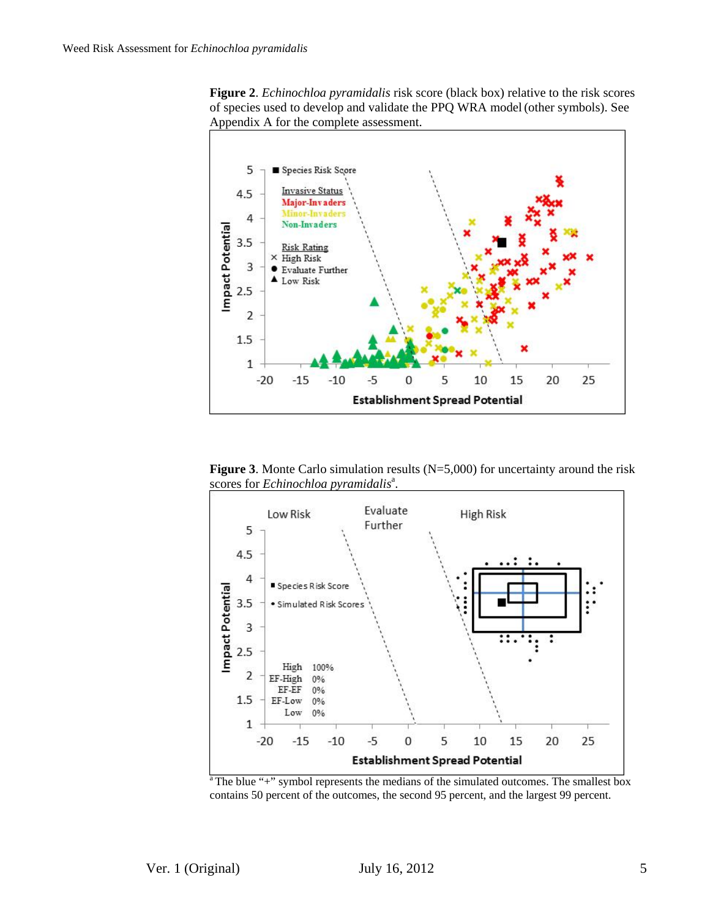**Figure 2**. *Echinochloa pyramidalis* risk score (black box) relative to the risk scores of species used to develop and validate the PPQ WRA model (other symbols). See Appendix A for the complete assessment.

**Figure 3**. Monte Carlo simulation results (N=5,000) for uncertainty around the risk scores for *Echinochloa pyramidalis*[a].

[a] The blue "+" symbol represents the medians of the simulated outcomes. The smallest box contains 50 percent of the outcomes, the second 95 percent, and the largest 99 percent.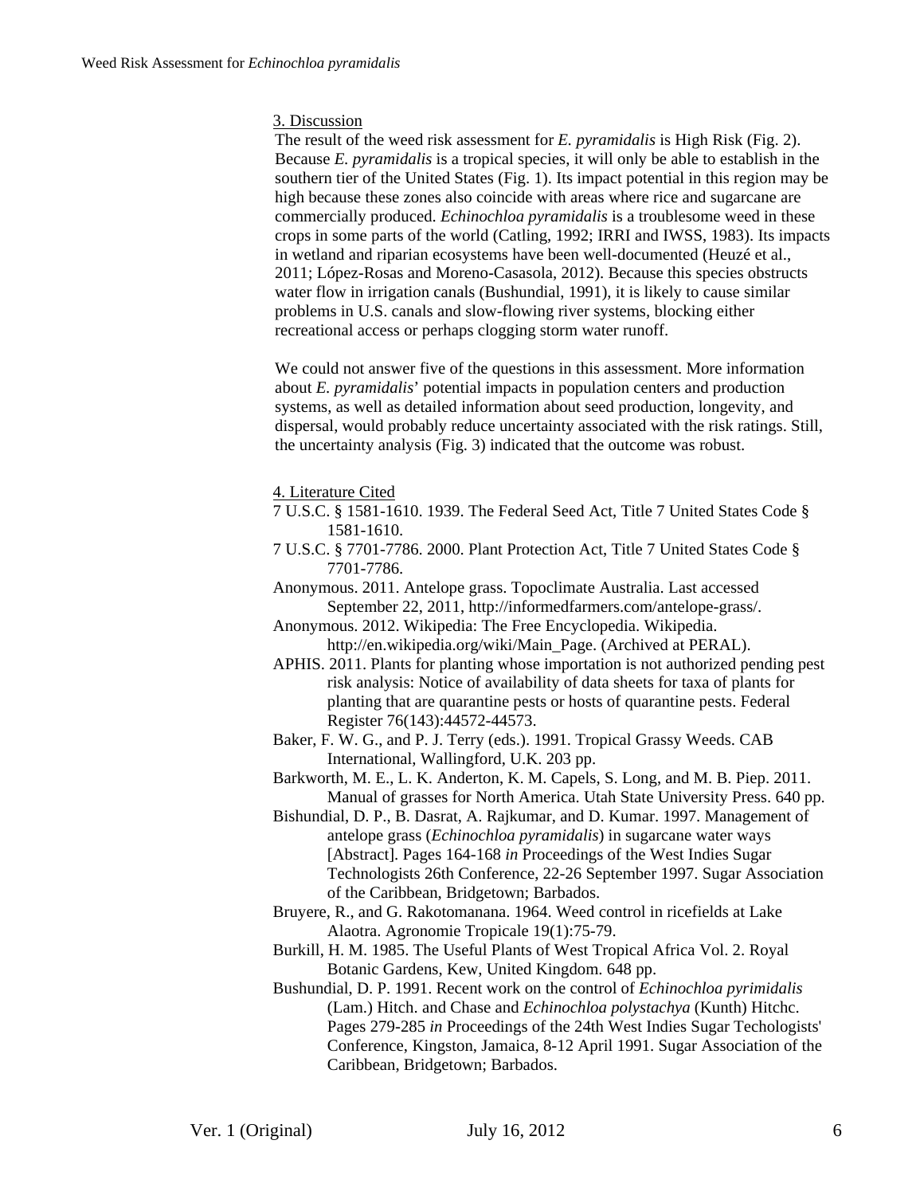## 3. Discussion

The result of the weed risk assessment for *E. pyramidalis* is High Risk (Fig. 2). Because *E. pyramidalis* is a tropical species, it will only be able to establish in the southern tier of the United States (Fig. 1). Its impact potential in this region may be high because these zones also coincide with areas where rice and sugarcane are commercially produced. *Echinochloa pyramidalis* is a troublesome weed in these crops in some parts of the world (Catling, 1992; IRRI and IWSS, 1983). Its impacts in wetland and riparian ecosystems have been well-documented (Heuzé et al., 2011; López-Rosas and Moreno-Casasola, 2012). Because this species obstructs water flow in irrigation canals (Bushundial, 1991), it is likely to cause similar problems in U.S. canals and slow-flowing river systems, blocking either recreational access or perhaps clogging storm water runoff.

We could not answer five of the questions in this assessment. More information about *E. pyramidalis*' potential impacts in population centers and production systems, as well as detailed information about seed production, longevity, and dispersal, would probably reduce uncertainty associated with the risk ratings. Still, the uncertainty analysis (Fig. 3) indicated that the outcome was robust.

## 4. Literature Cited

7 U.S.C. § 1581-1610. 1939. The Federal Seed Act, Title 7 United States Code § 1581-1610.

7 U.S.C. § 7701-7786. 2000. Plant Protection Act, Title 7 United States Code § 7701-7786.

Anonymous. 2011. Antelope grass. Topoclimate Australia. Last accessed September 22, 2011, http://informedfarmers.com/antelope-grass/.

Anonymous. 2012. Wikipedia: The Free Encyclopedia. Wikipedia. http://en.wikipedia.org/wiki/Main_Page. (Archived at PERAL).

APHIS. 2011. Plants for planting whose importation is not authorized pending pest risk analysis: Notice of availability of data sheets for taxa of plants for planting that are quarantine pests or hosts of quarantine pests. Federal Register 76(143):44572-44573.

Baker, F. W. G., and P. J. Terry (eds.). 1991. Tropical Grassy Weeds. CAB International, Wallingford, U.K. 203 pp.

Barkworth, M. E., L. K. Anderton, K. M. Capels, S. Long, and M. B. Piep. 2011. Manual of grasses for North America. Utah State University Press. 640 pp.

Bishundial, D. P., B. Dasrat, A. Rajkumar, and D. Kumar. 1997. Management of antelope grass (*Echinochloa pyramidalis*) in sugarcane water ways [Abstract]. Pages 164-168 *in* Proceedings of the West Indies Sugar Technologists 26th Conference, 22-26 September 1997. Sugar Association of the Caribbean, Bridgetown; Barbados.

Bruyere, R., and G. Rakotomanana. 1964. Weed control in ricefields at Lake Alaotra. Agronomie Tropicale 19(1):75-79.

Burkill, H. M. 1985. The Useful Plants of West Tropical Africa Vol. 2. Royal Botanic Gardens, Kew, United Kingdom. 648 pp.

Bushundial, D. P. 1991. Recent work on the control of *Echinochloa pyrimidalis* (Lam.) Hitch. and Chase and *Echinochloa polystachya* (Kunth) Hitchc. Pages 279-285 *in* Proceedings of the 24th West Indies Sugar Techologists' Conference, Kingston, Jamaica, 8-12 April 1991. Sugar Association of the Caribbean, Bridgetown; Barbados.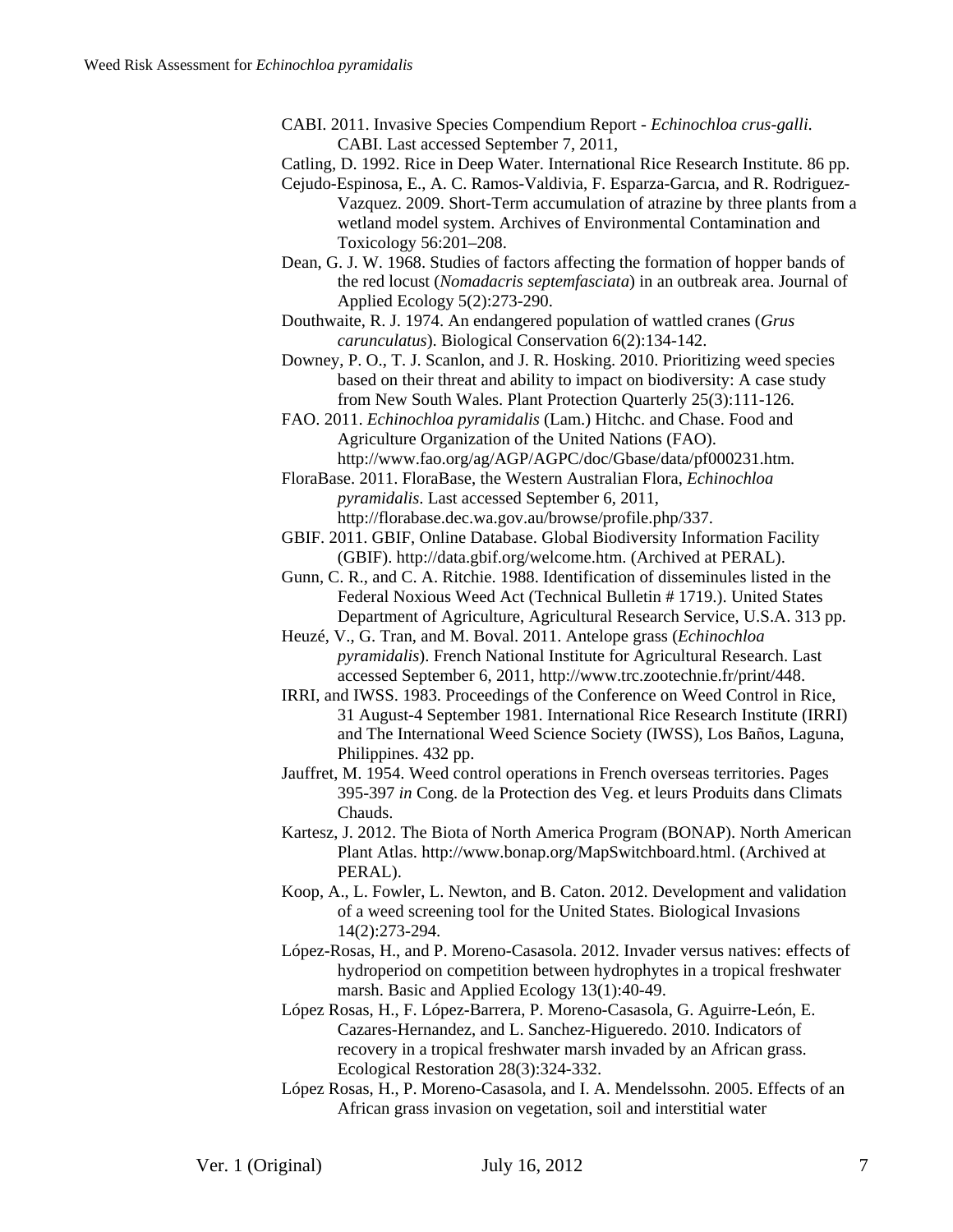CABI. 2011. Invasive Species Compendium Report - *Echinochloa crus-galli*. CABI. Last accessed September 7, 2011,

Catling, D. 1992. Rice in Deep Water. International Rice Research Institute. 86 pp.

Cejudo-Espinosa, E., A. C. Ramos-Valdivia, F. Esparza-Garcıa, and R. Rodriguez-Vazquez. 2009. Short-Term accumulation of atrazine by three plants from a wetland model system. Archives of Environmental Contamination and Toxicology 56:201–208.

Dean, G. J. W. 1968. Studies of factors affecting the formation of hopper bands of the red locust (*Nomadacris septemfasciata*) in an outbreak area. Journal of Applied Ecology 5(2):273-290.

Douthwaite, R. J. 1974. An endangered population of wattled cranes (*Grus carunculatus*). Biological Conservation 6(2):134-142.

Downey, P. O., T. J. Scanlon, and J. R. Hosking. 2010. Prioritizing weed species based on their threat and ability to impact on biodiversity: A case study from New South Wales. Plant Protection Quarterly 25(3):111-126.

FAO. 2011. *Echinochloa pyramidalis* (Lam.) Hitchc. and Chase. Food and Agriculture Organization of the United Nations (FAO). http://www.fao.org/ag/AGP/AGPC/doc/Gbase/data/pf000231.htm.

FloraBase. 2011. FloraBase, the Western Australian Flora, *Echinochloa pyramidalis*. Last accessed September 6, 2011, http://florabase.dec.wa.gov.au/browse/profile.php/337.

GBIF. 2011. GBIF, Online Database. Global Biodiversity Information Facility (GBIF). http://data.gbif.org/welcome.htm. (Archived at PERAL).

Gunn, C. R., and C. A. Ritchie. 1988. Identification of disseminules listed in the Federal Noxious Weed Act (Technical Bulletin # 1719.). United States Department of Agriculture, Agricultural Research Service, U.S.A. 313 pp.

Heuzé, V., G. Tran, and M. Boval. 2011. Antelope grass (*Echinochloa pyramidalis*). French National Institute for Agricultural Research. Last accessed September 6, 2011, http://www.trc.zootechnie.fr/print/448.

IRRI, and IWSS. 1983. Proceedings of the Conference on Weed Control in Rice, 31 August-4 September 1981. International Rice Research Institute (IRRI) and The International Weed Science Society (IWSS), Los Baños, Laguna, Philippines. 432 pp.

Jauffret, M. 1954. Weed control operations in French overseas territories. Pages 395-397 *in* Cong. de la Protection des Veg. et leurs Produits dans Climats Chauds.

Kartesz, J. 2012. The Biota of North America Program (BONAP). North American Plant Atlas. http://www.bonap.org/MapSwitchboard.html. (Archived at PERAL).

Koop, A., L. Fowler, L. Newton, and B. Caton. 2012. Development and validation of a weed screening tool for the United States. Biological Invasions 14(2):273-294.

López-Rosas, H., and P. Moreno-Casasola. 2012. Invader versus natives: effects of hydroperiod on competition between hydrophytes in a tropical freshwater marsh. Basic and Applied Ecology 13(1):40-49.

López Rosas, H., F. López-Barrera, P. Moreno-Casasola, G. Aguirre-León, E. Cazares-Hernandez, and L. Sanchez-Higueredo. 2010. Indicators of recovery in a tropical freshwater marsh invaded by an African grass. Ecological Restoration 28(3):324-332.

López Rosas, H., P. Moreno-Casasola, and I. A. Mendelssohn. 2005. Effects of an African grass invasion on vegetation, soil and interstitial water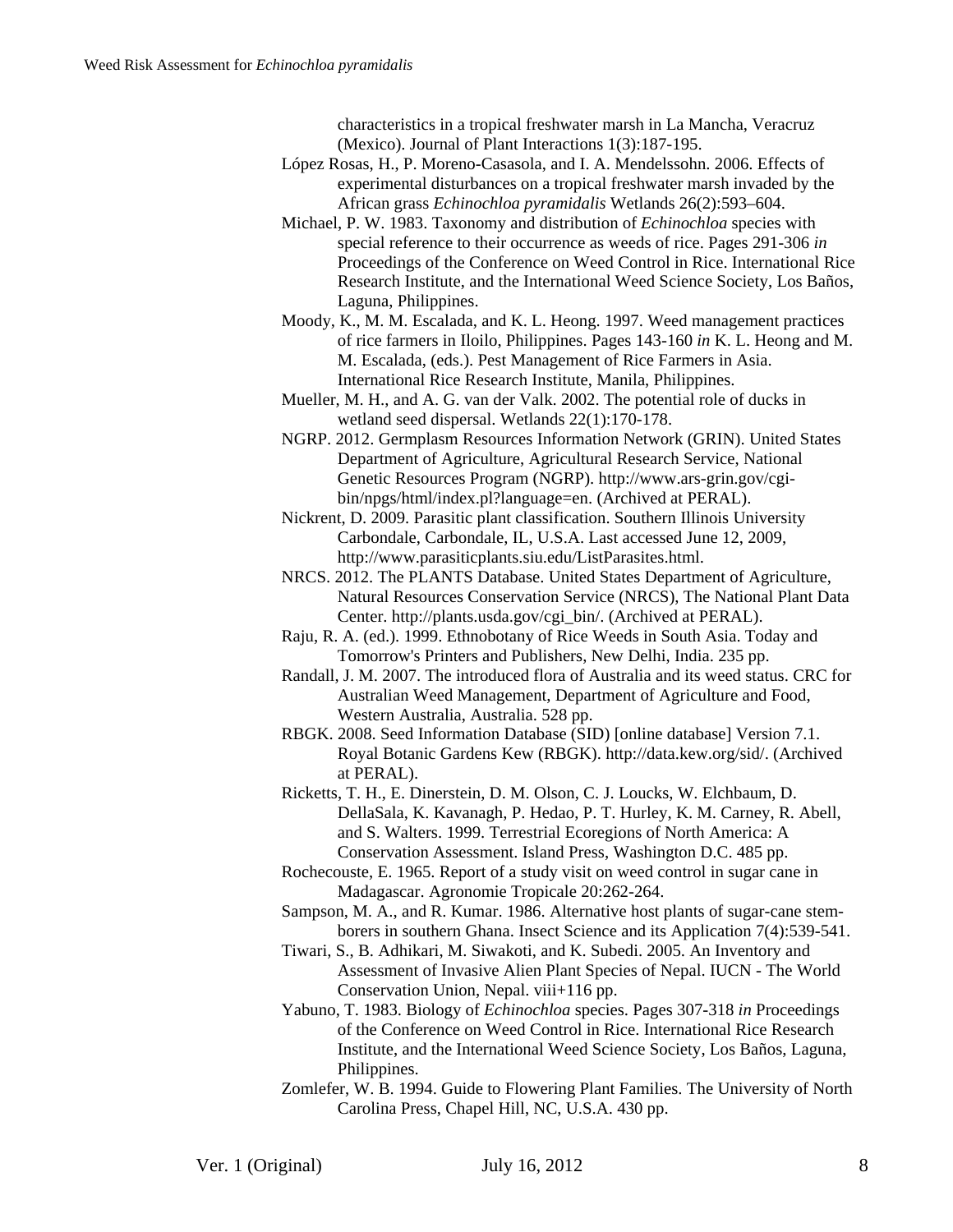characteristics in a tropical freshwater marsh in La Mancha, Veracruz (Mexico). Journal of Plant Interactions 1(3):187-195.

López Rosas, H., P. Moreno-Casasola, and I. A. Mendelssohn. 2006. Effects of experimental disturbances on a tropical freshwater marsh invaded by the African grass *Echinochloa pyramidalis* Wetlands 26(2):593–604.

Michael, P. W. 1983. Taxonomy and distribution of *Echinochloa* species with special reference to their occurrence as weeds of rice. Pages 291-306 *in* Proceedings of the Conference on Weed Control in Rice. International Rice Research Institute, and the International Weed Science Society, Los Baños, Laguna, Philippines.

Moody, K., M. M. Escalada, and K. L. Heong. 1997. Weed management practices of rice farmers in Iloilo, Philippines. Pages 143-160 *in* K. L. Heong and M. M. Escalada, (eds.). Pest Management of Rice Farmers in Asia. International Rice Research Institute, Manila, Philippines.

Mueller, M. H., and A. G. van der Valk. 2002. The potential role of ducks in wetland seed dispersal. Wetlands 22(1):170-178.

NGRP. 2012. Germplasm Resources Information Network (GRIN). United States Department of Agriculture, Agricultural Research Service, National Genetic Resources Program (NGRP). http://www.ars-grin.gov/cgi-bin/npgs/html/index.pl?language=en. (Archived at PERAL).

Nickrent, D. 2009. Parasitic plant classification. Southern Illinois University Carbondale, Carbondale, IL, U.S.A. Last accessed June 12, 2009, http://www.parasiticplants.siu.edu/ListParasites.html.

NRCS. 2012. The PLANTS Database. United States Department of Agriculture, Natural Resources Conservation Service (NRCS), The National Plant Data Center. http://plants.usda.gov/cgi_bin/. (Archived at PERAL).

Raju, R. A. (ed.). 1999. Ethnobotany of Rice Weeds in South Asia. Today and Tomorrow's Printers and Publishers, New Delhi, India. 235 pp.

Randall, J. M. 2007. The introduced flora of Australia and its weed status. CRC for Australian Weed Management, Department of Agriculture and Food, Western Australia, Australia. 528 pp.

RBGK. 2008. Seed Information Database (SID) [online database] Version 7.1. Royal Botanic Gardens Kew (RBGK). http://data.kew.org/sid/. (Archived at PERAL).

Ricketts, T. H., E. Dinerstein, D. M. Olson, C. J. Loucks, W. Elchbaum, D. DellaSala, K. Kavanagh, P. Hedao, P. T. Hurley, K. M. Carney, R. Abell, and S. Walters. 1999. Terrestrial Ecoregions of North America: A Conservation Assessment. Island Press, Washington D.C. 485 pp.

Rochecouste, E. 1965. Report of a study visit on weed control in sugar cane in Madagascar. Agronomie Tropicale 20:262-264.

Sampson, M. A., and R. Kumar. 1986. Alternative host plants of sugar-cane stem-borers in southern Ghana. Insect Science and its Application 7(4):539-541.

Tiwari, S., B. Adhikari, M. Siwakoti, and K. Subedi. 2005. An Inventory and Assessment of Invasive Alien Plant Species of Nepal. IUCN - The World Conservation Union, Nepal. viii+116 pp.

Yabuno, T. 1983. Biology of *Echinochloa* species. Pages 307-318 *in* Proceedings of the Conference on Weed Control in Rice. International Rice Research Institute, and the International Weed Science Society, Los Baños, Laguna, Philippines.

Zomlefer, W. B. 1994. Guide to Flowering Plant Families. The University of North Carolina Press, Chapel Hill, NC, U.S.A. 430 pp.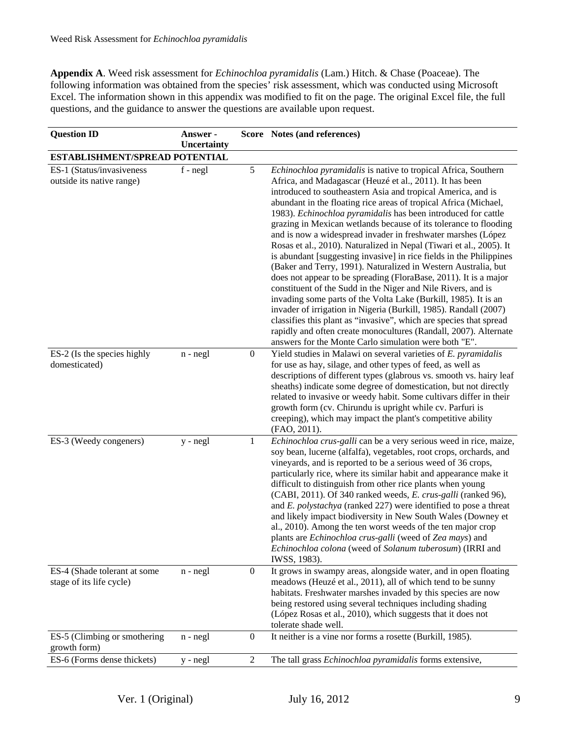**Appendix A**. Weed risk assessment for *Echinochloa pyramidalis* (Lam.) Hitch. & Chase (Poaceae). The following information was obtained from the species' risk assessment, which was conducted using Microsoft Excel. The information shown in this appendix was modified to fit on the page. The original Excel file, the full questions, and the guidance to answer the questions are available upon request.

| Question ID | Answer - Uncertainty | Score | Notes (and references) |
|---|---|---|---|
| **ESTABLISHMENT/SPREAD POTENTIAL** | | | |
| ES-1 (Status/invasiveness outside its native range) | f - negl | 5 | *Echinochloa pyramidalis* is native to tropical Africa, Southern Africa, and Madagascar (Heuzé et al., 2011). It has been introduced to southeastern Asia and tropical America, and is abundant in the floating rice areas of tropical Africa (Michael, 1983). *Echinochloa pyramidalis* has been introduced for cattle grazing in Mexican wetlands because of its tolerance to flooding and is now a widespread invader in freshwater marshes (López Rosas et al., 2010). Naturalized in Nepal (Tiwari et al., 2005). It is abundant [suggesting invasive] in rice fields in the Philippines (Baker and Terry, 1991). Naturalized in Western Australia, but does not appear to be spreading (FloraBase, 2011). It is a major constituent of the Sudd in the Niger and Nile Rivers, and is invading some parts of the Volta Lake (Burkill, 1985). It is an invader of irrigation in Nigeria (Burkill, 1985). Randall (2007) classifies this plant as "invasive", which are species that spread rapidly and often create monocultures (Randall, 2007). Alternate answers for the Monte Carlo simulation were both "E". |
| ES-2 (Is the species highly domesticated) | n - negl | 0 | Yield studies in Malawi on several varieties of *E. pyramidalis* for use as hay, silage, and other types of feed, as well as descriptions of different types (glabrous vs. smooth vs. hairy leaf sheaths) indicate some degree of domestication, but not directly related to invasive or weedy habit. Some cultivars differ in their growth form (cv. Chirundu is upright while cv. Parfuri is creeping), which may impact the plant's competitive ability (FAO, 2011). |
| ES-3 (Weedy congeners) | y - negl | 1 | *Echinochloa crus-galli* can be a very serious weed in rice, maize, soy bean, lucerne (alfalfa), vegetables, root crops, orchards, and vineyards, and is reported to be a serious weed of 36 crops, particularly rice, where its similar habit and appearance make it difficult to distinguish from other rice plants when young (CABI, 2011). Of 340 ranked weeds, *E. crus-galli* (ranked 96), and *E. polystachya* (ranked 227) were identified to pose a threat and likely impact biodiversity in New South Wales (Downey et al., 2010). Among the ten worst weeds of the ten major crop plants are *Echinochloa crus-galli* (weed of *Zea mays*) and *Echinochloa colona* (weed of *Solanum tuberosum*) (IRRI and IWSS, 1983). |
| ES-4 (Shade tolerant at some stage of its life cycle) | n - negl | 0 | It grows in swampy areas, alongside water, and in open floating meadows (Heuzé et al., 2011), all of which tend to be sunny habitats. Freshwater marshes invaded by this species are now being restored using several techniques including shading (López Rosas et al., 2010), which suggests that it does not tolerate shade well. |
| ES-5 (Climbing or smothering growth form) | n - negl | 0 | It neither is a vine nor forms a rosette (Burkill, 1985). |
| ES-6 (Forms dense thickets) | y - negl | 2 | The tall grass *Echinochloa pyramidalis* forms extensive, |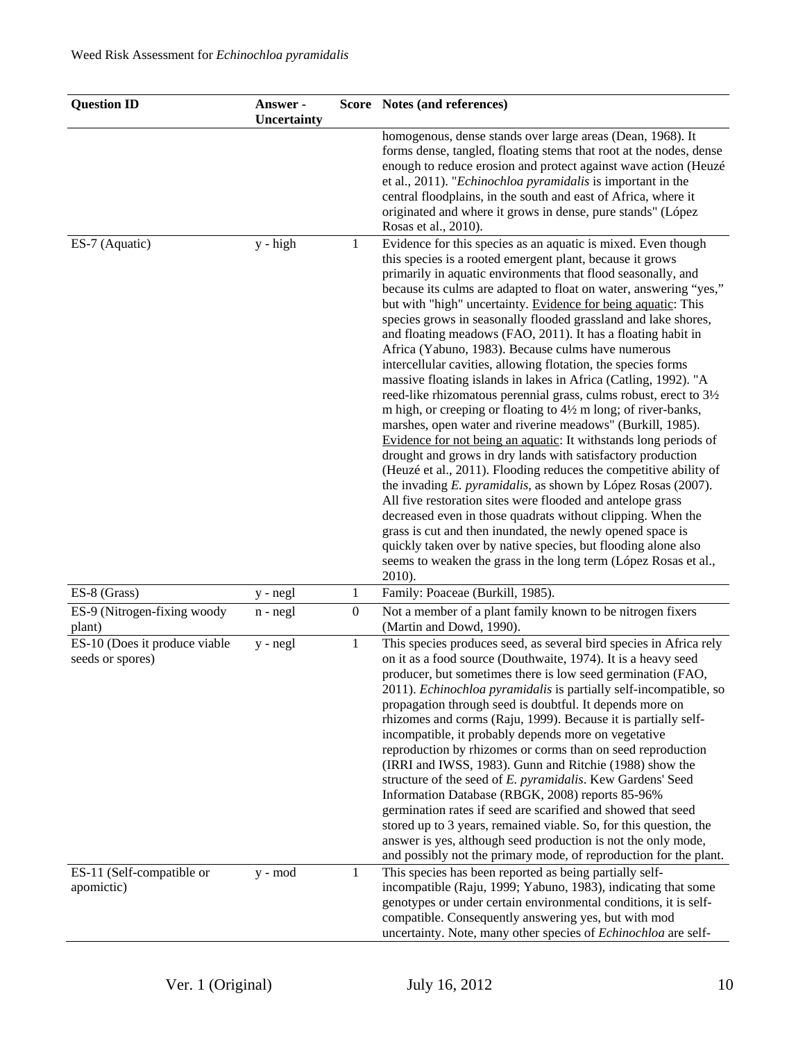| Question ID | Answer - Uncertainty | Score | Notes (and references) |
|---|---|---|---|
| | | | homogenous, dense stands over large areas (Dean, 1968). It forms dense, tangled, floating stems that root at the nodes, dense enough to reduce erosion and protect against wave action (Heuzé et al., 2011). "*Echinochloa pyramidalis* is important in the central floodplains, in the south and east of Africa, where it originated and where it grows in dense, pure stands" (López Rosas et al., 2010). |
| ES-7 (Aquatic) | y - high | 1 | Evidence for this species as an aquatic is mixed. Even though this species is a rooted emergent plant, because it grows primarily in aquatic environments that flood seasonally, and because its culms are adapted to float on water, answering "yes," but with "high" uncertainty. Evidence for being aquatic: This species grows in seasonally flooded grassland and lake shores, and floating meadows (FAO, 2011). It has a floating habit in Africa (Yabuno, 1983). Because culms have numerous intercellular cavities, allowing flotation, the species forms massive floating islands in lakes in Africa (Catling, 1992). "A reed-like rhizomatous perennial grass, culms robust, erect to 3½ m high, or creeping or floating to 4½ m long; of river-banks, marshes, open water and riverine meadows" (Burkill, 1985). Evidence for not being an aquatic: It withstands long periods of drought and grows in dry lands with satisfactory production (Heuzé et al., 2011). Flooding reduces the competitive ability of the invading *E. pyramidalis*, as shown by López Rosas (2007). All five restoration sites were flooded and antelope grass decreased even in those quadrats without clipping. When the grass is cut and then inundated, the newly opened space is quickly taken over by native species, but flooding alone also seems to weaken the grass in the long term (López Rosas et al., 2010). |
| ES-8 (Grass) | y - negl | 1 | Family: Poaceae (Burkill, 1985). |
| ES-9 (Nitrogen-fixing woody plant) | n - negl | 0 | Not a member of a plant family known to be nitrogen fixers (Martin and Dowd, 1990). |
| ES-10 (Does it produce viable seeds or spores) | y - negl | 1 | This species produces seed, as several bird species in Africa rely on it as a food source (Douthwaite, 1974). It is a heavy seed producer, but sometimes there is low seed germination (FAO, 2011). *Echinochloa pyramidalis* is partially self-incompatible, so propagation through seed is doubtful. It depends more on rhizomes and corms (Raju, 1999). Because it is partially self-incompatible, it probably depends more on vegetative reproduction by rhizomes or corms than on seed reproduction (IRRI and IWSS, 1983). Gunn and Ritchie (1988) show the structure of the seed of *E. pyramidalis*. Kew Gardens' Seed Information Database (RBGK, 2008) reports 85-96% germination rates if seed are scarified and showed that seed stored up to 3 years, remained viable. So, for this question, the answer is yes, although seed production is not the only mode, and possibly not the primary mode, of reproduction for the plant. |
| ES-11 (Self-compatible or apomictic) | y - mod | 1 | This species has been reported as being partially self-incompatible (Raju, 1999; Yabuno, 1983), indicating that some genotypes or under certain environmental conditions, it is self-compatible. Consequently answering yes, but with mod uncertainty. Note, many other species of *Echinochloa* are self- |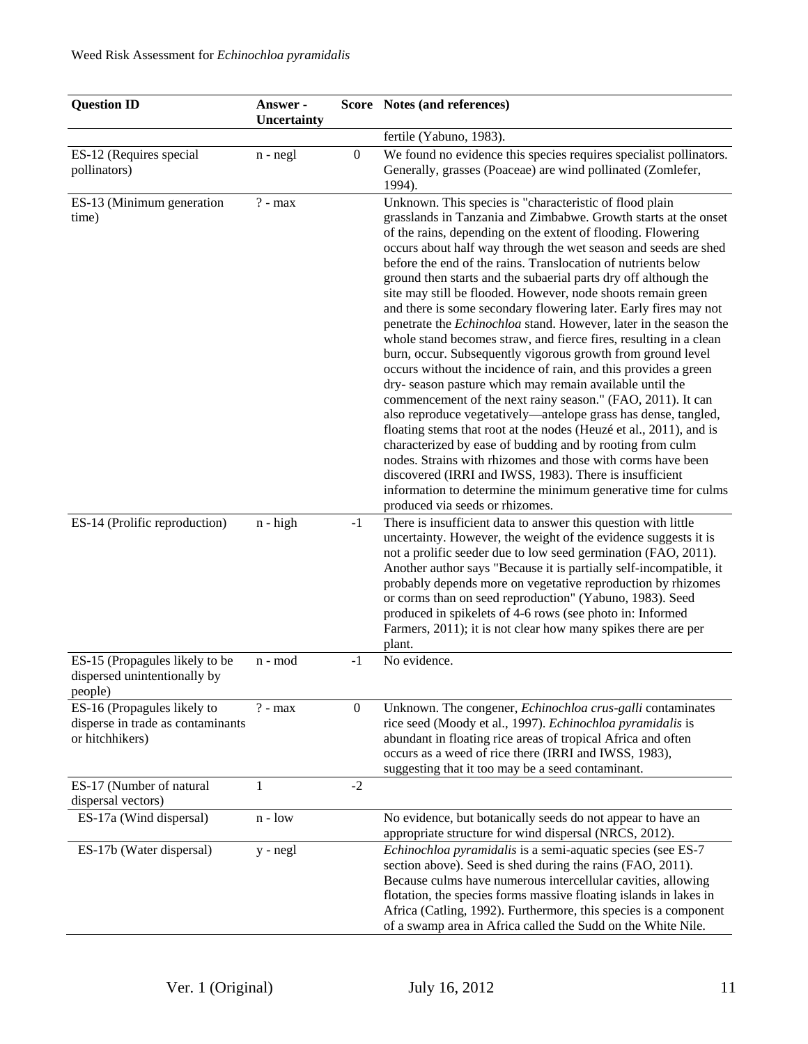| Question ID | Answer - Uncertainty | Score | Notes (and references) |
|---|---|---|---|
| | | | fertile (Yabuno, 1983). |
| ES-12 (Requires special pollinators) | n - negl | 0 | We found no evidence this species requires specialist pollinators. Generally, grasses (Poaceae) are wind pollinated (Zomlefer, 1994). |
| ES-13 (Minimum generation time) | ? - max | | Unknown. This species is "characteristic of flood plain grasslands in Tanzania and Zimbabwe. Growth starts at the onset of the rains, depending on the extent of flooding. Flowering occurs about half way through the wet season and seeds are shed before the end of the rains. Translocation of nutrients below ground then starts and the subaerial parts dry off although the site may still be flooded. However, node shoots remain green and there is some secondary flowering later. Early fires may not penetrate the *Echinochloa* stand. However, later in the season the whole stand becomes straw, and fierce fires, resulting in a clean burn, occur. Subsequently vigorous growth from ground level occurs without the incidence of rain, and this provides a green dry- season pasture which may remain available until the commencement of the next rainy season." (FAO, 2011). It can also reproduce vegetatively—antelope grass has dense, tangled, floating stems that root at the nodes (Heuzé et al., 2011), and is characterized by ease of budding and by rooting from culm nodes. Strains with rhizomes and those with corms have been discovered (IRRI and IWSS, 1983). There is insufficient information to determine the minimum generative time for culms produced via seeds or rhizomes. |
| ES-14 (Prolific reproduction) | n - high | -1 | There is insufficient data to answer this question with little uncertainty. However, the weight of the evidence suggests it is not a prolific seeder due to low seed germination (FAO, 2011). Another author says "Because it is partially self-incompatible, it probably depends more on vegetative reproduction by rhizomes or corms than on seed reproduction" (Yabuno, 1983). Seed produced in spikelets of 4-6 rows (see photo in: Informed Farmers, 2011); it is not clear how many spikes there are per plant. |
| ES-15 (Propagules likely to be dispersed unintentionally by people) | n - mod | -1 | No evidence. |
| ES-16 (Propagules likely to disperse in trade as contaminants or hitchhikers) | ? - max | 0 | Unknown. The congener, *Echinochloa crus-galli* contaminates rice seed (Moody et al., 1997). *Echinochloa pyramidalis* is abundant in floating rice areas of tropical Africa and often occurs as a weed of rice there (IRRI and IWSS, 1983), suggesting that it too may be a seed contaminant. |
| ES-17 (Number of natural dispersal vectors) | 1 | -2 | |
| ES-17a (Wind dispersal) | n - low | | No evidence, but botanically seeds do not appear to have an appropriate structure for wind dispersal (NRCS, 2012). |
| ES-17b (Water dispersal) | y - negl | | *Echinochloa pyramidalis* is a semi-aquatic species (see ES-7 section above). Seed is shed during the rains (FAO, 2011). Because culms have numerous intercellular cavities, allowing flotation, the species forms massive floating islands in lakes in Africa (Catling, 1992). Furthermore, this species is a component of a swamp area in Africa called the Sudd on the White Nile. |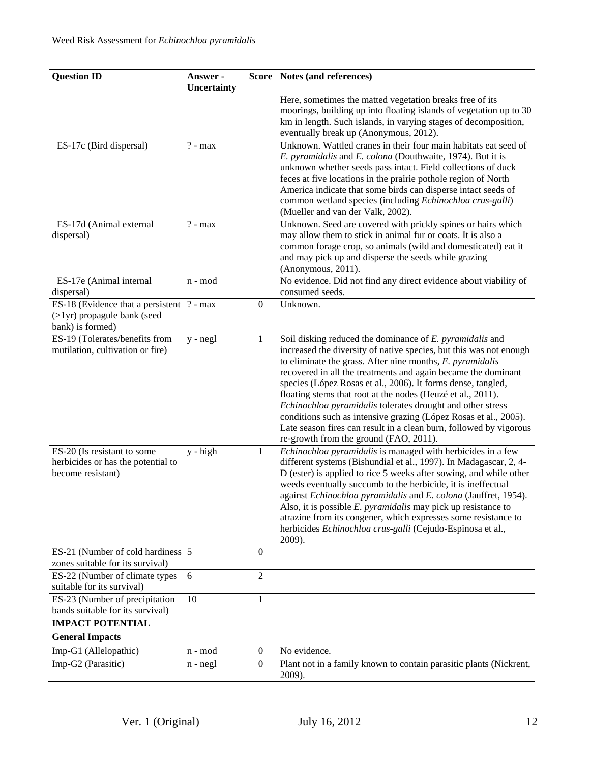| Question ID | Answer - Uncertainty | Score | Notes (and references) |
|---|---|---|---|
| | | | Here, sometimes the matted vegetation breaks free of its moorings, building up into floating islands of vegetation up to 30 km in length. Such islands, in varying stages of decomposition, eventually break up (Anonymous, 2012). |
| ES-17c (Bird dispersal) | ? - max | | Unknown. Wattled cranes in their four main habitats eat seed of *E. pyramidalis* and *E. colona* (Douthwaite, 1974). But it is unknown whether seeds pass intact. Field collections of duck feces at five locations in the prairie pothole region of North America indicate that some birds can disperse intact seeds of common wetland species (including *Echinochloa crus-galli*) (Mueller and van der Valk, 2002). |
| ES-17d (Animal external dispersal) | ? - max | | Unknown. Seed are covered with prickly spines or hairs which may allow them to stick in animal fur or coats. It is also a common forage crop, so animals (wild and domesticated) eat it and may pick up and disperse the seeds while grazing (Anonymous, 2011). |
| ES-17e (Animal internal dispersal) | n - mod | | No evidence. Did not find any direct evidence about viability of consumed seeds. |
| ES-18 (Evidence that a persistent (>1yr) propagule bank (seed bank) is formed) | ? - max | 0 | Unknown. |
| ES-19 (Tolerates/benefits from mutilation, cultivation or fire) | y - negl | 1 | Soil disking reduced the dominance of *E. pyramidalis* and increased the diversity of native species, but this was not enough to eliminate the grass. After nine months, *E. pyramidalis* recovered in all the treatments and again became the dominant species (López Rosas et al., 2006). It forms dense, tangled, floating stems that root at the nodes (Heuzé et al., 2011). *Echinochloa pyramidalis* tolerates drought and other stress conditions such as intensive grazing (López Rosas et al., 2005). Late season fires can result in a clean burn, followed by vigorous re-growth from the ground (FAO, 2011). |
| ES-20 (Is resistant to some herbicides or has the potential to become resistant) | y - high | 1 | *Echinochloa pyramidalis* is managed with herbicides in a few different systems (Bishundial et al., 1997). In Madagascar, 2, 4-D (ester) is applied to rice 5 weeks after sowing, and while other weeds eventually succumb to the herbicide, it is ineffectual against *Echinochloa pyramidalis* and *E. colona* (Jauffret, 1954). Also, it is possible *E. pyramidalis* may pick up resistance to atrazine from its congener, which expresses some resistance to herbicides *Echinochloa crus-galli* (Cejudo-Espinosa et al., 2009). |
| ES-21 (Number of cold hardiness zones suitable for its survival) | 5 | 0 | |
| ES-22 (Number of climate types suitable for its survival) | 6 | 2 | |
| ES-23 (Number of precipitation bands suitable for its survival) | 10 | 1 | |
| **IMPACT POTENTIAL** | | | |
| **General Impacts** | | | |
| Imp-G1 (Allelopathic) | n - mod | 0 | No evidence. |
| Imp-G2 (Parasitic) | n - negl | 0 | Plant not in a family known to contain parasitic plants (Nickrent, 2009). |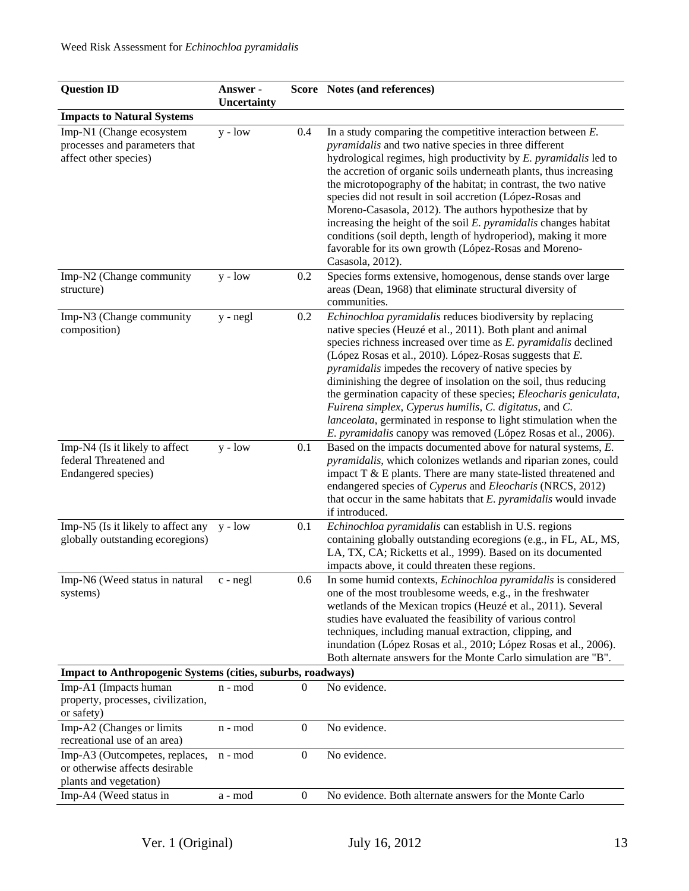| Question ID | Answer - Uncertainty | Score | Notes (and references) |
| --- | --- | --- | --- |
| **Impacts to Natural Systems** | | | |
| Imp-N1 (Change ecosystem processes and parameters that affect other species) | y - low | 0.4 | In a study comparing the competitive interaction between *E. pyramidalis* and two native species in three different hydrological regimes, high productivity by *E. pyramidalis* led to the accretion of organic soils underneath plants, thus increasing the microtopography of the habitat; in contrast, the two native species did not result in soil accretion (López-Rosas and Moreno-Casasola, 2012). The authors hypothesize that by increasing the height of the soil *E. pyramidalis* changes habitat conditions (soil depth, length of hydroperiod), making it more favorable for its own growth (López-Rosas and Moreno-Casasola, 2012). |
| Imp-N2 (Change community structure) | y - low | 0.2 | Species forms extensive, homogenous, dense stands over large areas (Dean, 1968) that eliminate structural diversity of communities. |
| Imp-N3 (Change community composition) | y - negl | 0.2 | *Echinochloa pyramidalis* reduces biodiversity by replacing native species (Heuzé et al., 2011). Both plant and animal species richness increased over time as *E. pyramidalis* declined (López Rosas et al., 2010). López-Rosas suggests that *E. pyramidalis* impedes the recovery of native species by diminishing the degree of insolation on the soil, thus reducing the germination capacity of these species; *Eleocharis geniculata*, *Fuirena simplex*, *Cyperus humilis*, *C. digitatus*, and *C. lanceolata*, germinated in response to light stimulation when the *E. pyramidalis* canopy was removed (López Rosas et al., 2006). |
| Imp-N4 (Is it likely to affect federal Threatened and Endangered species) | y - low | 0.1 | Based on the impacts documented above for natural systems, *E. pyramidalis*, which colonizes wetlands and riparian zones, could impact T & E plants. There are many state-listed threatened and endangered species of *Cyperus* and *Eleocharis* (NRCS, 2012) that occur in the same habitats that *E. pyramidalis* would invade if introduced. |
| Imp-N5 (Is it likely to affect any globally outstanding ecoregions) | y - low | 0.1 | *Echinochloa pyramidalis* can establish in U.S. regions containing globally outstanding ecoregions (e.g., in FL, AL, MS, LA, TX, CA; Ricketts et al., 1999). Based on its documented impacts above, it could threaten these regions. |
| Imp-N6 (Weed status in natural systems) | c - negl | 0.6 | In some humid contexts, *Echinochloa pyramidalis* is considered one of the most troublesome weeds, e.g., in the freshwater wetlands of the Mexican tropics (Heuzé et al., 2011). Several studies have evaluated the feasibility of various control techniques, including manual extraction, clipping, and inundation (López Rosas et al., 2010; López Rosas et al., 2006). Both alternate answers for the Monte Carlo simulation are "B". |
| **Impact to Anthropogenic Systems (cities, suburbs, roadways)** | | | |
| Imp-A1 (Impacts human property, processes, civilization, or safety) | n - mod | 0 | No evidence. |
| Imp-A2 (Changes or limits recreational use of an area) | n - mod | 0 | No evidence. |
| Imp-A3 (Outcompetes, replaces, or otherwise affects desirable plants and vegetation) | n - mod | 0 | No evidence. |
| Imp-A4 (Weed status in | a - mod | 0 | No evidence. Both alternate answers for the Monte Carlo |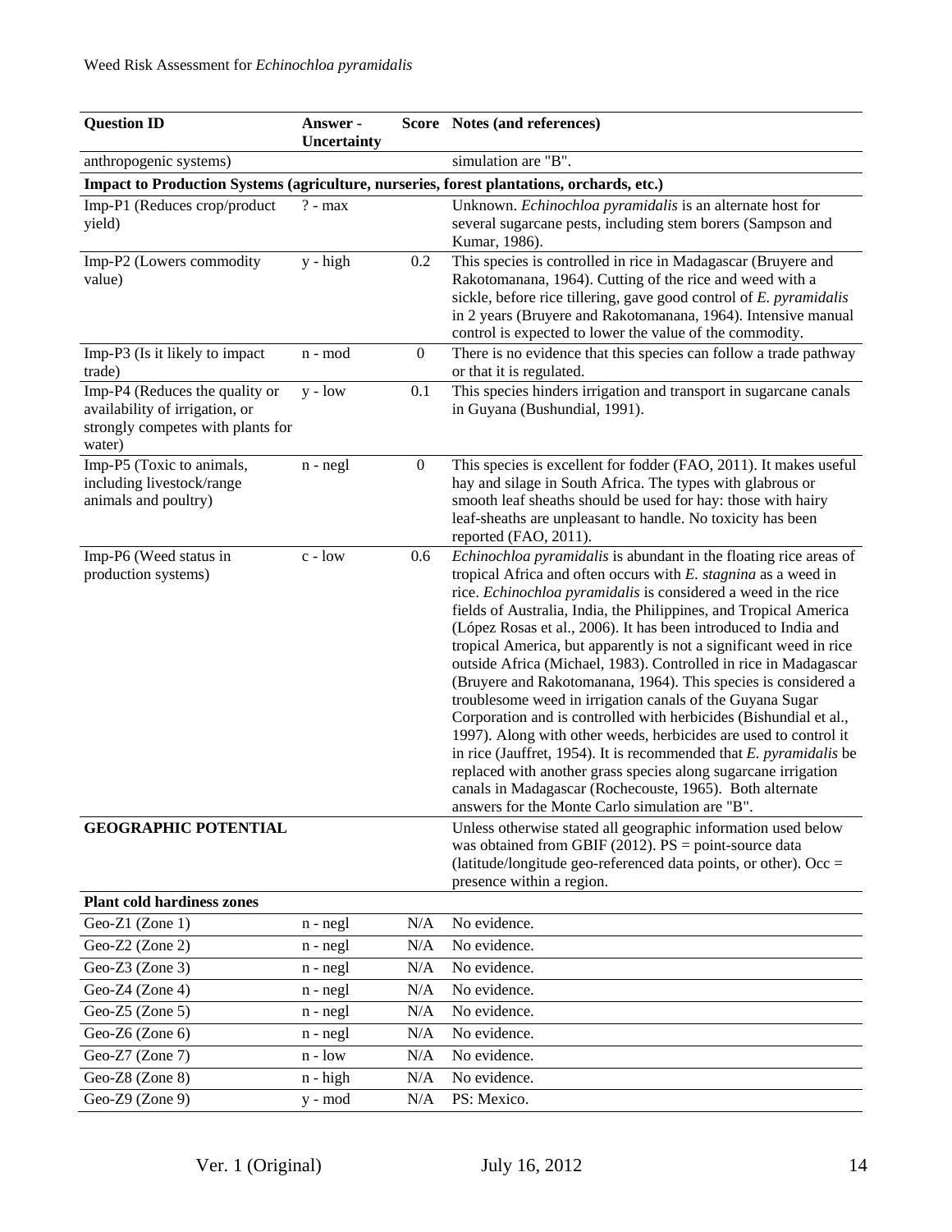| Question ID | Answer - Uncertainty | Score | Notes (and references) |
|---|---|---|---|
| anthropogenic systems) | | | simulation are "B". |
| **Impact to Production Systems (agriculture, nurseries, forest plantations, orchards, etc.)** | | | |
| Imp-P1 (Reduces crop/product yield) | ? - max | | Unknown. *Echinochloa pyramidalis* is an alternate host for several sugarcane pests, including stem borers (Sampson and Kumar, 1986). |
| Imp-P2 (Lowers commodity value) | y - high | 0.2 | This species is controlled in rice in Madagascar (Bruyere and Rakotomanana, 1964). Cutting of the rice and weed with a sickle, before rice tillering, gave good control of *E. pyramidalis* in 2 years (Bruyere and Rakotomanana, 1964). Intensive manual control is expected to lower the value of the commodity. |
| Imp-P3 (Is it likely to impact trade) | n - mod | 0 | There is no evidence that this species can follow a trade pathway or that it is regulated. |
| Imp-P4 (Reduces the quality or availability of irrigation, or strongly competes with plants for water) | y - low | 0.1 | This species hinders irrigation and transport in sugarcane canals in Guyana (Bushundial, 1991). |
| Imp-P5 (Toxic to animals, including livestock/range animals and poultry) | n - negl | 0 | This species is excellent for fodder (FAO, 2011). It makes useful hay and silage in South Africa. The types with glabrous or smooth leaf sheaths should be used for hay: those with hairy leaf-sheaths are unpleasant to handle. No toxicity has been reported (FAO, 2011). |
| Imp-P6 (Weed status in production systems) | c - low | 0.6 | *Echinochloa pyramidalis* is abundant in the floating rice areas of tropical Africa and often occurs with *E. stagnina* as a weed in rice. *Echinochloa pyramidalis* is considered a weed in the rice fields of Australia, India, the Philippines, and Tropical America (López Rosas et al., 2006). It has been introduced to India and tropical America, but apparently is not a significant weed in rice outside Africa (Michael, 1983). Controlled in rice in Madagascar (Bruyere and Rakotomanana, 1964). This species is considered a troublesome weed in irrigation canals of the Guyana Sugar Corporation and is controlled with herbicides (Bishundial et al., 1997). Along with other weeds, herbicides are used to control it in rice (Jauffret, 1954). It is recommended that *E. pyramidalis* be replaced with another grass species along sugarcane irrigation canals in Madagascar (Rochecouste, 1965). Both alternate answers for the Monte Carlo simulation are "B". |
| **GEOGRAPHIC POTENTIAL** | | | Unless otherwise stated all geographic information used below was obtained from GBIF (2012). PS = point-source data (latitude/longitude geo-referenced data points, or other). Occ = presence within a region. |
| **Plant cold hardiness zones** | | | |
| Geo-Z1 (Zone 1) | n - negl | N/A | No evidence. |
| Geo-Z2 (Zone 2) | n - negl | N/A | No evidence. |
| Geo-Z3 (Zone 3) | n - negl | N/A | No evidence. |
| Geo-Z4 (Zone 4) | n - negl | N/A | No evidence. |
| Geo-Z5 (Zone 5) | n - negl | N/A | No evidence. |
| Geo-Z6 (Zone 6) | n - negl | N/A | No evidence. |
| Geo-Z7 (Zone 7) | n - low | N/A | No evidence. |
| Geo-Z8 (Zone 8) | n - high | N/A | No evidence. |
| Geo-Z9 (Zone 9) | y - mod | N/A | PS: Mexico. |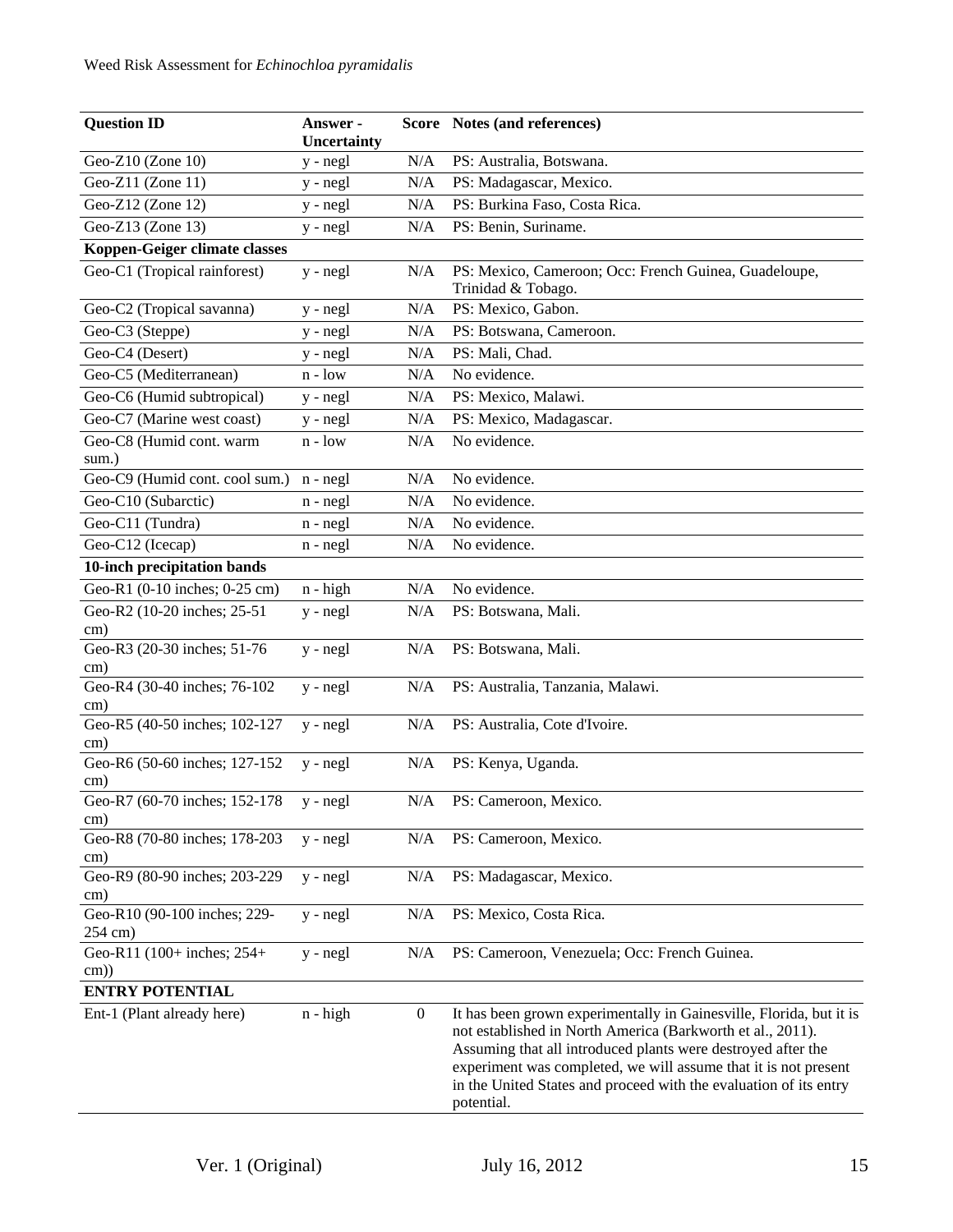| Question ID | Answer - Uncertainty | Score | Notes (and references) |
|---|---|---|---|
| Geo-Z10 (Zone 10) | y - negl | N/A | PS: Australia, Botswana. |
| Geo-Z11 (Zone 11) | y - negl | N/A | PS: Madagascar, Mexico. |
| Geo-Z12 (Zone 12) | y - negl | N/A | PS: Burkina Faso, Costa Rica. |
| Geo-Z13 (Zone 13) | y - negl | N/A | PS: Benin, Suriname. |
| **Koppen-Geiger climate classes** | | | |
| Geo-C1 (Tropical rainforest) | y - negl | N/A | PS: Mexico, Cameroon; Occ: French Guinea, Guadeloupe, Trinidad & Tobago. |
| Geo-C2 (Tropical savanna) | y - negl | N/A | PS: Mexico, Gabon. |
| Geo-C3 (Steppe) | y - negl | N/A | PS: Botswana, Cameroon. |
| Geo-C4 (Desert) | y - negl | N/A | PS: Mali, Chad. |
| Geo-C5 (Mediterranean) | n - low | N/A | No evidence. |
| Geo-C6 (Humid subtropical) | y - negl | N/A | PS: Mexico, Malawi. |
| Geo-C7 (Marine west coast) | y - negl | N/A | PS: Mexico, Madagascar. |
| Geo-C8 (Humid cont. warm sum.) | n - low | N/A | No evidence. |
| Geo-C9 (Humid cont. cool sum.) | n - negl | N/A | No evidence. |
| Geo-C10 (Subarctic) | n - negl | N/A | No evidence. |
| Geo-C11 (Tundra) | n - negl | N/A | No evidence. |
| Geo-C12 (Icecap) | n - negl | N/A | No evidence. |
| **10-inch precipitation bands** | | | |
| Geo-R1 (0-10 inches; 0-25 cm) | n - high | N/A | No evidence. |
| Geo-R2 (10-20 inches; 25-51 cm) | y - negl | N/A | PS: Botswana, Mali. |
| Geo-R3 (20-30 inches; 51-76 cm) | y - negl | N/A | PS: Botswana, Mali. |
| Geo-R4 (30-40 inches; 76-102 cm) | y - negl | N/A | PS: Australia, Tanzania, Malawi. |
| Geo-R5 (40-50 inches; 102-127 cm) | y - negl | N/A | PS: Australia, Cote d'Ivoire. |
| Geo-R6 (50-60 inches; 127-152 cm) | y - negl | N/A | PS: Kenya, Uganda. |
| Geo-R7 (60-70 inches; 152-178 cm) | y - negl | N/A | PS: Cameroon, Mexico. |
| Geo-R8 (70-80 inches; 178-203 cm) | y - negl | N/A | PS: Cameroon, Mexico. |
| Geo-R9 (80-90 inches; 203-229 cm) | y - negl | N/A | PS: Madagascar, Mexico. |
| Geo-R10 (90-100 inches; 229-254 cm) | y - negl | N/A | PS: Mexico, Costa Rica. |
| Geo-R11 (100+ inches; 254+ cm)) | y - negl | N/A | PS: Cameroon, Venezuela; Occ: French Guinea. |
| **ENTRY POTENTIAL** | | | |
| Ent-1 (Plant already here) | n - high | 0 | It has been grown experimentally in Gainesville, Florida, but it is not established in North America (Barkworth et al., 2011). Assuming that all introduced plants were destroyed after the experiment was completed, we will assume that it is not present in the United States and proceed with the evaluation of its entry potential. |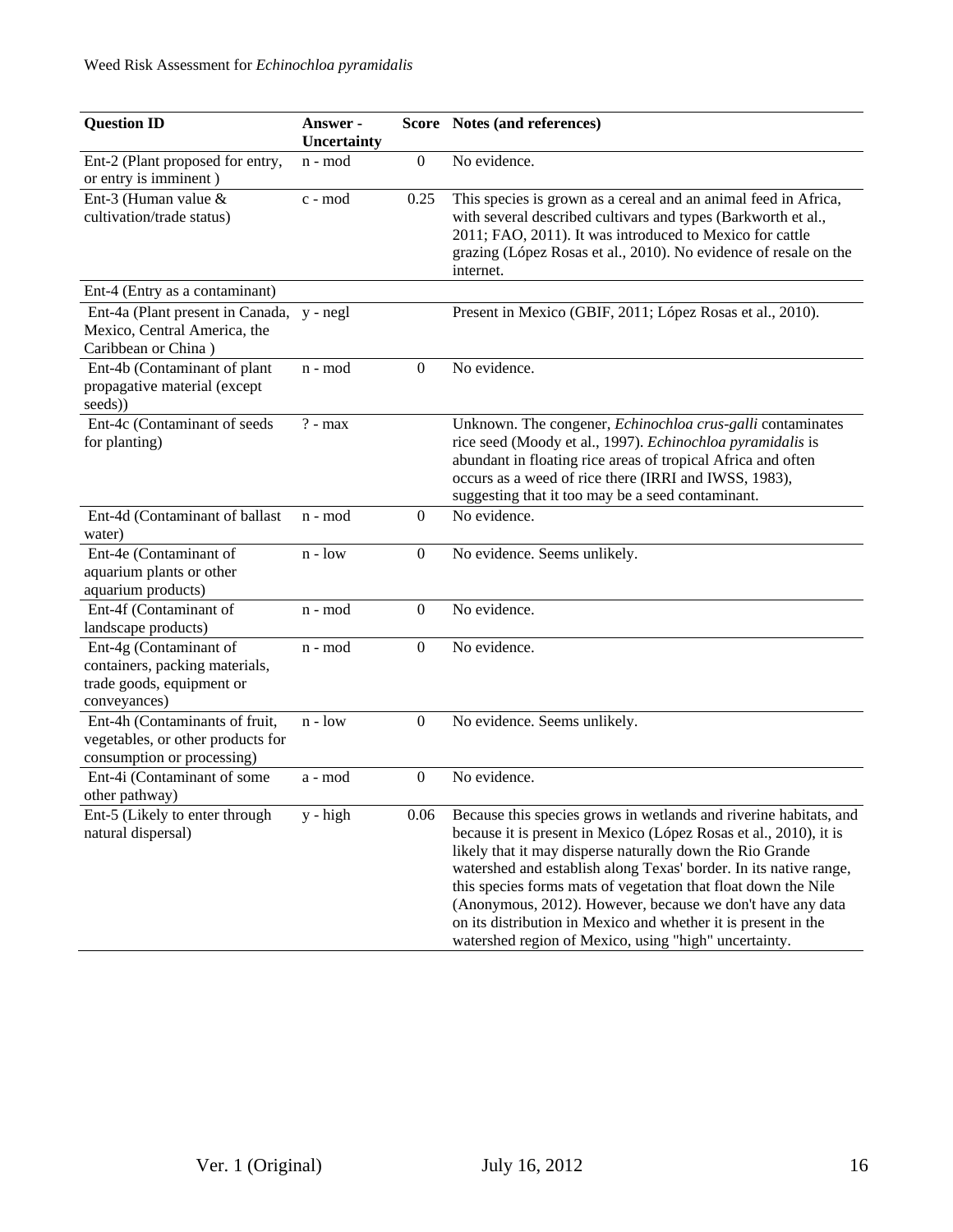| Question ID | Answer - Uncertainty | Score | Notes (and references) |
|---|---|---|---|
| Ent-2 (Plant proposed for entry, or entry is imminent ) | n - mod | 0 | No evidence. |
| Ent-3 (Human value & cultivation/trade status) | c - mod | 0.25 | This species is grown as a cereal and an animal feed in Africa, with several described cultivars and types (Barkworth et al., 2011; FAO, 2011). It was introduced to Mexico for cattle grazing (López Rosas et al., 2010). No evidence of resale on the internet. |
| Ent-4 (Entry as a contaminant) | | | |
| Ent-4a (Plant present in Canada, Mexico, Central America, the Caribbean or China ) | y - negl | | Present in Mexico (GBIF, 2011; López Rosas et al., 2010). |
| Ent-4b (Contaminant of plant propagative material (except seeds)) | n - mod | 0 | No evidence. |
| Ent-4c (Contaminant of seeds for planting) | ? - max | | Unknown. The congener, *Echinochloa crus-galli* contaminates rice seed (Moody et al., 1997). *Echinochloa pyramidalis* is abundant in floating rice areas of tropical Africa and often occurs as a weed of rice there (IRRI and IWSS, 1983), suggesting that it too may be a seed contaminant. |
| Ent-4d (Contaminant of ballast water) | n - mod | 0 | No evidence. |
| Ent-4e (Contaminant of aquarium plants or other aquarium products) | n - low | 0 | No evidence. Seems unlikely. |
| Ent-4f (Contaminant of landscape products) | n - mod | 0 | No evidence. |
| Ent-4g (Contaminant of containers, packing materials, trade goods, equipment or conveyances) | n - mod | 0 | No evidence. |
| Ent-4h (Contaminants of fruit, vegetables, or other products for consumption or processing) | n - low | 0 | No evidence. Seems unlikely. |
| Ent-4i (Contaminant of some other pathway) | a - mod | 0 | No evidence. |
| Ent-5 (Likely to enter through natural dispersal) | y - high | 0.06 | Because this species grows in wetlands and riverine habitats, and because it is present in Mexico (López Rosas et al., 2010), it is likely that it may disperse naturally down the Rio Grande watershed and establish along Texas' border. In its native range, this species forms mats of vegetation that float down the Nile (Anonymous, 2012). However, because we don't have any data on its distribution in Mexico and whether it is present in the watershed region of Mexico, using "high" uncertainty. |